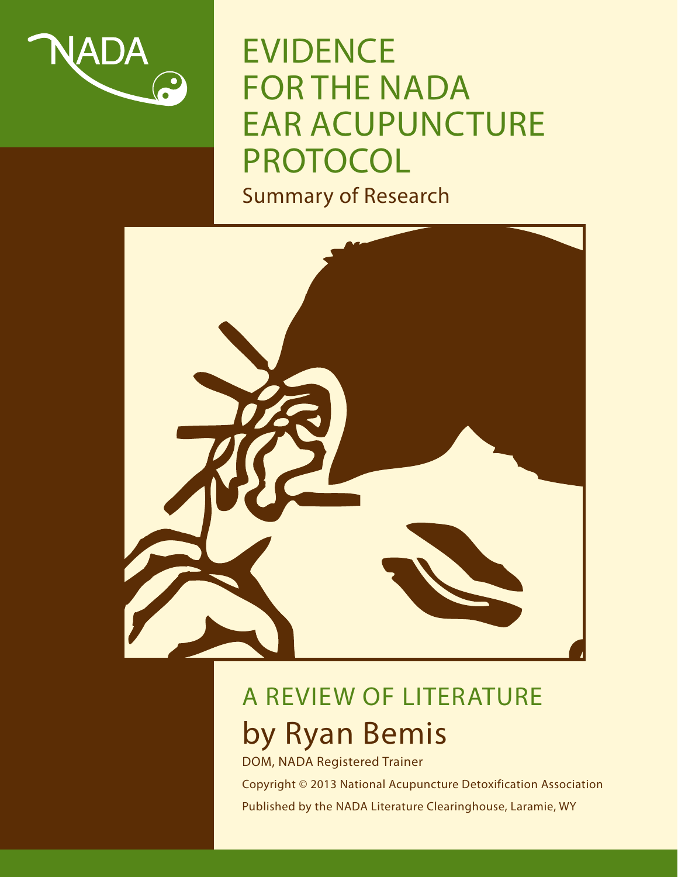NADA

# EVIDENCE FOR THE NADA EAR ACUPUNCTURE PROTOCOL

## Summary of Research

## A REVIEW OF LITERATURE

## by Ryan Bemis

DOM, NADA Registered Trainer

Copyright © 2013 National Acupuncture Detoxification Association

Published by the NADA Literature Clearinghouse, Laramie, WY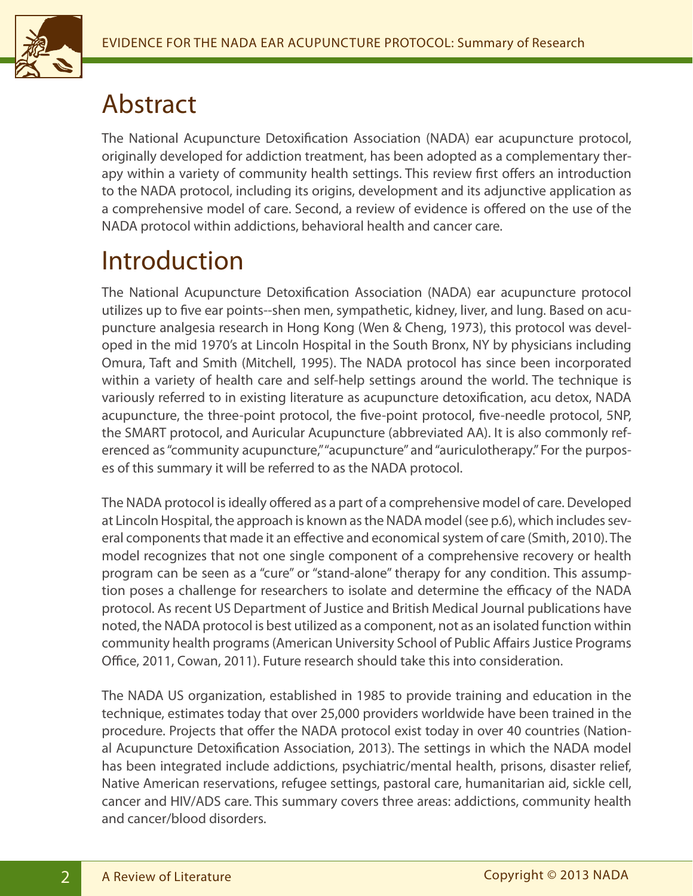# Abstract

The National Acupuncture Detoxification Association (NADA) ear acupuncture protocol, originally developed for addiction treatment, has been adopted as a complementary therapy within a variety of community health settings. This review first offers an introduction to the NADA protocol, including its origins, development and its adjunctive application as a comprehensive model of care. Second, a review of evidence is offered on the use of the NADA protocol within addictions, behavioral health and cancer care.

# Introduction

The National Acupuncture Detoxification Association (NADA) ear acupuncture protocol utilizes up to five ear points--shen men, sympathetic, kidney, liver, and lung. Based on acupuncture analgesia research in Hong Kong (Wen & Cheng, 1973), this protocol was developed in the mid 1970's at Lincoln Hospital in the South Bronx, NY by physicians including Omura, Taft and Smith (Mitchell, 1995). The NADA protocol has since been incorporated within a variety of health care and self-help settings around the world. The technique is variously referred to in existing literature as acupuncture detoxification, acu detox, NADA acupuncture, the three-point protocol, the five-point protocol, five-needle protocol, 5NP, the SMART protocol, and Auricular Acupuncture (abbreviated AA). It is also commonly referenced as "community acupuncture," "acupuncture" and "auriculotherapy." For the purposes of this summary it will be referred to as the NADA protocol.

The NADA protocol is ideally offered as a part of a comprehensive model of care. Developed at Lincoln Hospital, the approach is known as the NADA model (see p.6), which includes several components that made it an effective and economical system of care (Smith, 2010). The model recognizes that not one single component of a comprehensive recovery or health program can be seen as a "cure" or "stand-alone" therapy for any condition. This assumption poses a challenge for researchers to isolate and determine the efficacy of the NADA protocol. As recent US Department of Justice and British Medical Journal publications have noted, the NADA protocol is best utilized as a component, not as an isolated function within community health programs (American University School of Public Affairs Justice Programs Office, 2011, Cowan, 2011). Future research should take this into consideration.

The NADA US organization, established in 1985 to provide training and education in the technique, estimates today that over 25,000 providers worldwide have been trained in the procedure. Projects that offer the NADA protocol exist today in over 40 countries (National Acupuncture Detoxification Association, 2013). The settings in which the NADA model has been integrated include addictions, psychiatric/mental health, prisons, disaster relief, Native American reservations, refugee settings, pastoral care, humanitarian aid, sickle cell, cancer and HIV/ADS care. This summary covers three areas: addictions, community health and cancer/blood disorders.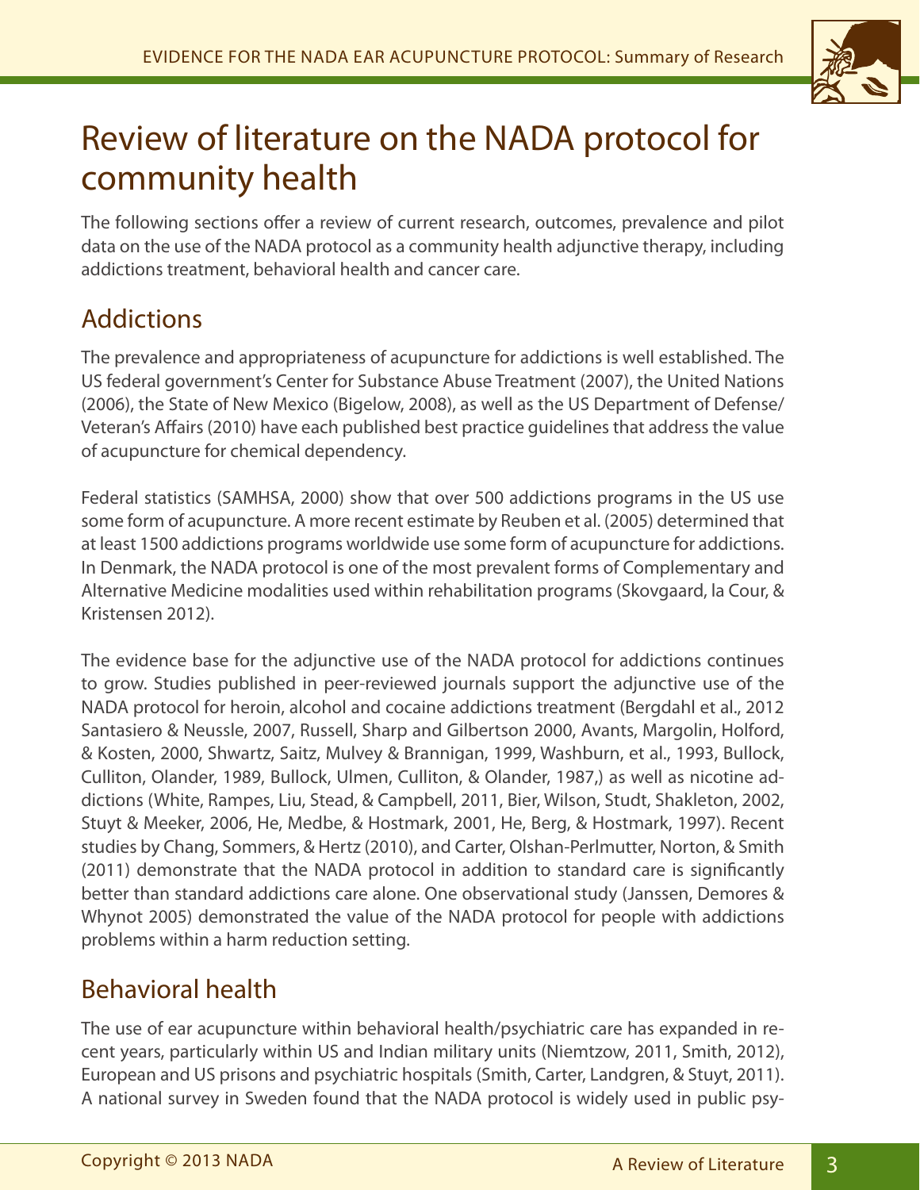# Review of literature on the NADA protocol for community health

The following sections offer a review of current research, outcomes, prevalence and pilot data on the use of the NADA protocol as a community health adjunctive therapy, including addictions treatment, behavioral health and cancer care.

## Addictions

The prevalence and appropriateness of acupuncture for addictions is well established. The US federal government's Center for Substance Abuse Treatment (2007), the United Nations (2006), the State of New Mexico (Bigelow, 2008), as well as the US Department of Defense/ Veteran's Affairs (2010) have each published best practice guidelines that address the value of acupuncture for chemical dependency.

Federal statistics (SAMHSA, 2000) show that over 500 addictions programs in the US use some form of acupuncture. A more recent estimate by Reuben et al. (2005) determined that at least 1500 addictions programs worldwide use some form of acupuncture for addictions. In Denmark, the NADA protocol is one of the most prevalent forms of Complementary and Alternative Medicine modalities used within rehabilitation programs (Skovgaard, la Cour, & Kristensen 2012).

The evidence base for the adjunctive use of the NADA protocol for addictions continues to grow. Studies published in peer-reviewed journals support the adjunctive use of the NADA protocol for heroin, alcohol and cocaine addictions treatment (Bergdahl et al., 2012 Santasiero & Neussle, 2007, Russell, Sharp and Gilbertson 2000, Avants, Margolin, Holford, & Kosten, 2000, Shwartz, Saitz, Mulvey & Brannigan, 1999, Washburn, et al., 1993, Bullock, Culliton, Olander, 1989, Bullock, Ulmen, Culliton, & Olander, 1987,) as well as nicotine addictions (White, Rampes, Liu, Stead, & Campbell, 2011, Bier, Wilson, Studt, Shakleton, 2002, Stuyt & Meeker, 2006, He, Medbe, & Hostmark, 2001, He, Berg, & Hostmark, 1997). Recent studies by Chang, Sommers, & Hertz (2010), and Carter, Olshan-Perlmutter, Norton, & Smith (2011) demonstrate that the NADA protocol in addition to standard care is significantly better than standard addictions care alone. One observational study (Janssen, Demores & Whynot 2005) demonstrated the value of the NADA protocol for people with addictions problems within a harm reduction setting.

## Behavioral health

The use of ear acupuncture within behavioral health/psychiatric care has expanded in recent years, particularly within US and Indian military units (Niemtzow, 2011, Smith, 2012), European and US prisons and psychiatric hospitals (Smith, Carter, Landgren, & Stuyt, 2011). A national survey in Sweden found that the NADA protocol is widely used in public psy-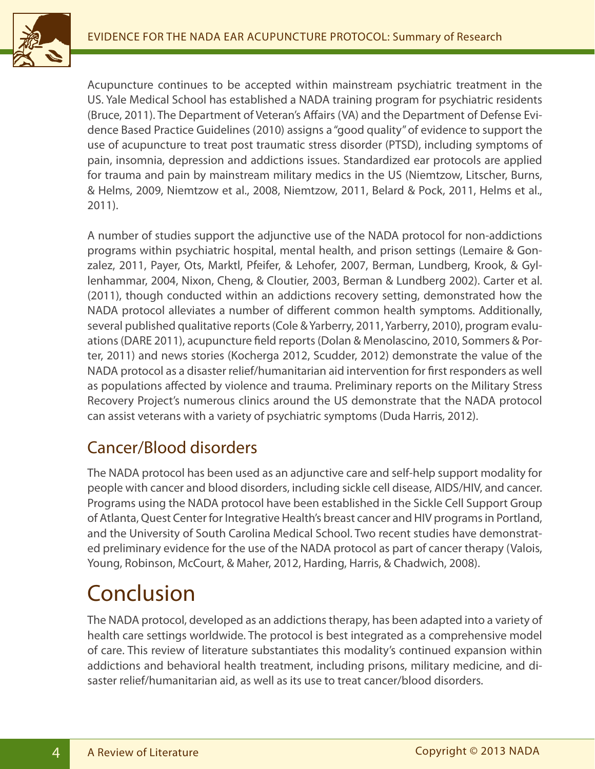Acupuncture continues to be accepted within mainstream psychiatric treatment in the US. Yale Medical School has established a NADA training program for psychiatric residents (Bruce, 2011). The Department of Veteran's Affairs (VA) and the Department of Defense Evidence Based Practice Guidelines (2010) assigns a "good quality" of evidence to support the use of acupuncture to treat post traumatic stress disorder (PTSD), including symptoms of pain, insomnia, depression and addictions issues. Standardized ear protocols are applied for trauma and pain by mainstream military medics in the US (Niemtzow, Litscher, Burns, & Helms, 2009, Niemtzow et al., 2008, Niemtzow, 2011, Belard & Pock, 2011, Helms et al., 2011).

A number of studies support the adjunctive use of the NADA protocol for non-addictions programs within psychiatric hospital, mental health, and prison settings (Lemaire & Gonzalez, 2011, Payer, Ots, Marktl, Pfeifer, & Lehofer, 2007, Berman, Lundberg, Krook, & Gyllenhammar, 2004, Nixon, Cheng, & Cloutier, 2003, Berman & Lundberg 2002). Carter et al. (2011), though conducted within an addictions recovery setting, demonstrated how the NADA protocol alleviates a number of different common health symptoms. Additionally, several published qualitative reports (Cole & Yarberry, 2011, Yarberry, 2010), program evaluations (DARE 2011), acupuncture field reports (Dolan & Menolascino, 2010, Sommers & Porter, 2011) and news stories (Kocherga 2012, Scudder, 2012) demonstrate the value of the NADA protocol as a disaster relief/humanitarian aid intervention for first responders as well as populations affected by violence and trauma. Preliminary reports on the Military Stress Recovery Project's numerous clinics around the US demonstrate that the NADA protocol can assist veterans with a variety of psychiatric symptoms (Duda Harris, 2012).

## Cancer/Blood disorders

The NADA protocol has been used as an adjunctive care and self-help support modality for people with cancer and blood disorders, including sickle cell disease, AIDS/HIV, and cancer. Programs using the NADA protocol have been established in the Sickle Cell Support Group of Atlanta, Quest Center for Integrative Health's breast cancer and HIV programs in Portland, and the University of South Carolina Medical School. Two recent studies have demonstrated preliminary evidence for the use of the NADA protocol as part of cancer therapy (Valois, Young, Robinson, McCourt, & Maher, 2012, Harding, Harris, & Chadwich, 2008).

# Conclusion

The NADA protocol, developed as an addictions therapy, has been adapted into a variety of health care settings worldwide. The protocol is best integrated as a comprehensive model of care. This review of literature substantiates this modality's continued expansion within addictions and behavioral health treatment, including prisons, military medicine, and disaster relief/humanitarian aid, as well as its use to treat cancer/blood disorders.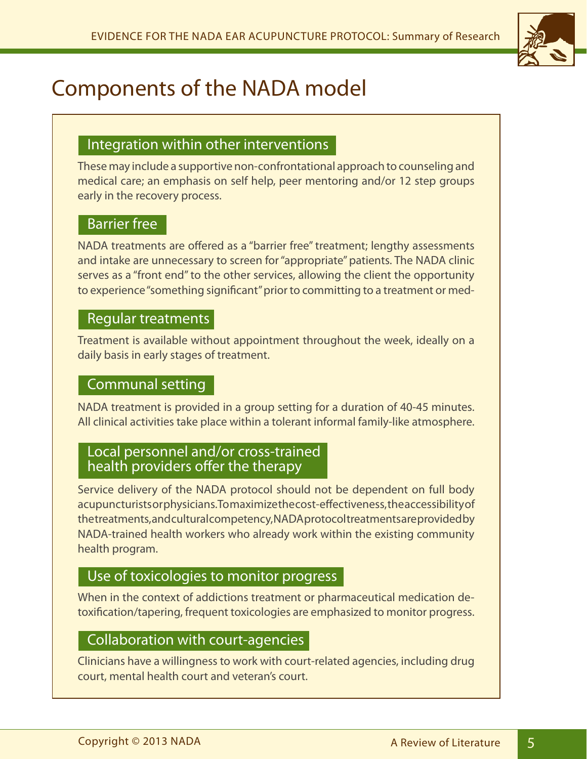# Components of the NADA model

### Integration within other interventions

These may include a supportive non-confrontational approach to counseling and medical care; an emphasis on self help, peer mentoring and/or 12 step groups early in the recovery process.

### Barrier free

NADA treatments are offered as a "barrier free" treatment; lengthy assessments and intake are unnecessary to screen for "appropriate" patients. The NADA clinic serves as a "front end" to the other services, allowing the client the opportunity to experience "something significant" prior to committing to a treatment or med-

### Regular treatments

Treatment is available without appointment throughout the week, ideally on a daily basis in early stages of treatment.

### Communal setting

NADA treatment is provided in a group setting for a duration of 40-45 minutes. All clinical activities take place within a tolerant informal family-like atmosphere.

### Local personnel and/or cross-trained health providers offer the therapy

Service delivery of the NADA protocol should not be dependent on full body acupuncturists or physicians. To maximize the cost-effectiveness, the accessibility of the treatments, and cultural competency, NADA protocol treatments are provided by NADA-trained health workers who already work within the existing community health program.

### Use of toxicologies to monitor progress

When in the context of addictions treatment or pharmaceutical medication detoxification/tapering, frequent toxicologies are emphasized to monitor progress.

### Collaboration with court-agencies

Clinicians have a willingness to work with court-related agencies, including drug court, mental health court and veteran's court.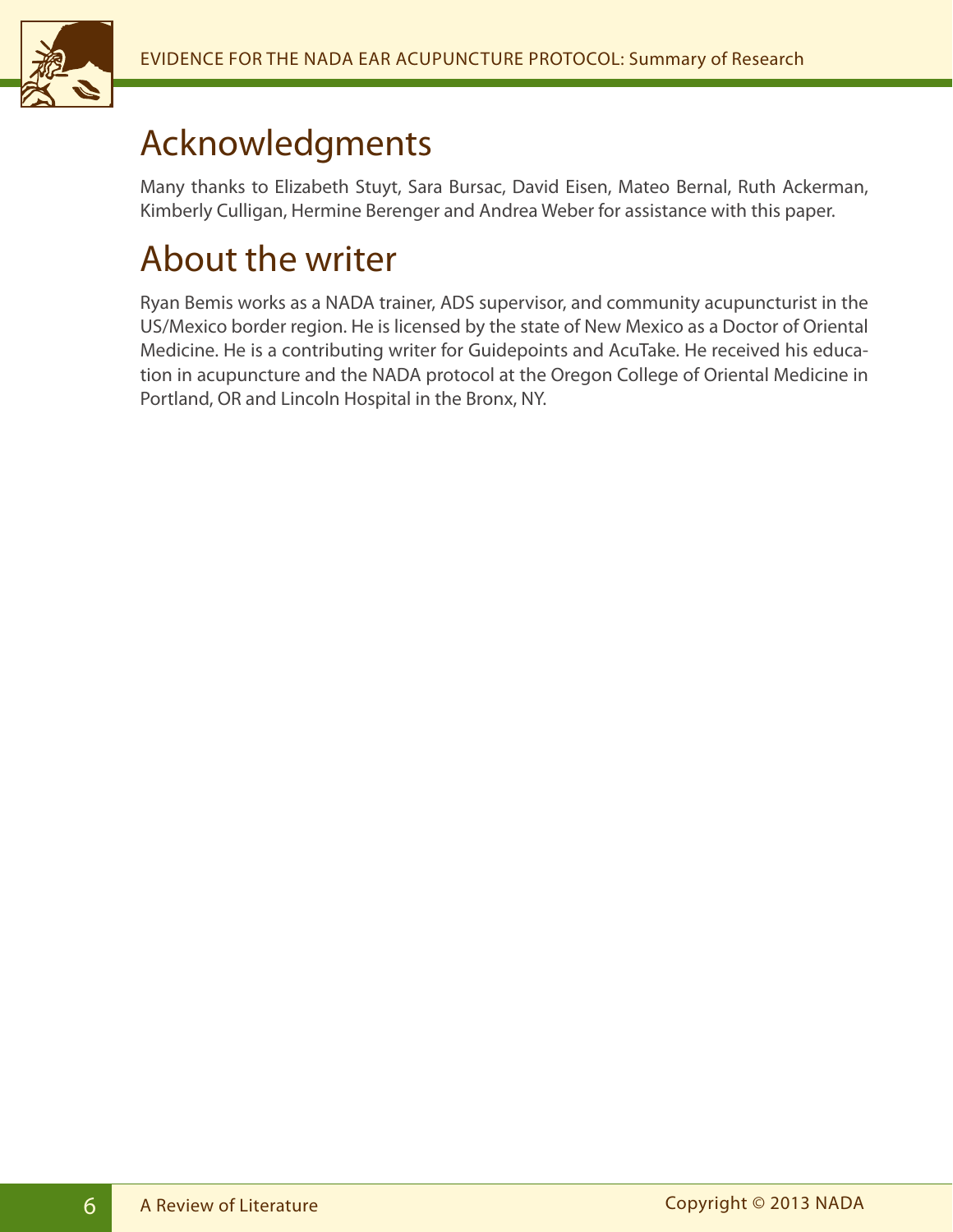## Acknowledgments

Many thanks to Elizabeth Stuyt, Sara Bursac, David Eisen, Mateo Bernal, Ruth Ackerman, Kimberly Culligan, Hermine Berenger and Andrea Weber for assistance with this paper.

## About the writer

Ryan Bemis works as a NADA trainer, ADS supervisor, and community acupuncturist in the US/Mexico border region. He is licensed by the state of New Mexico as a Doctor of Oriental Medicine. He is a contributing writer for Guidepoints and AcuTake. He received his education in acupuncture and the NADA protocol at the Oregon College of Oriental Medicine in Portland, OR and Lincoln Hospital in the Bronx, NY.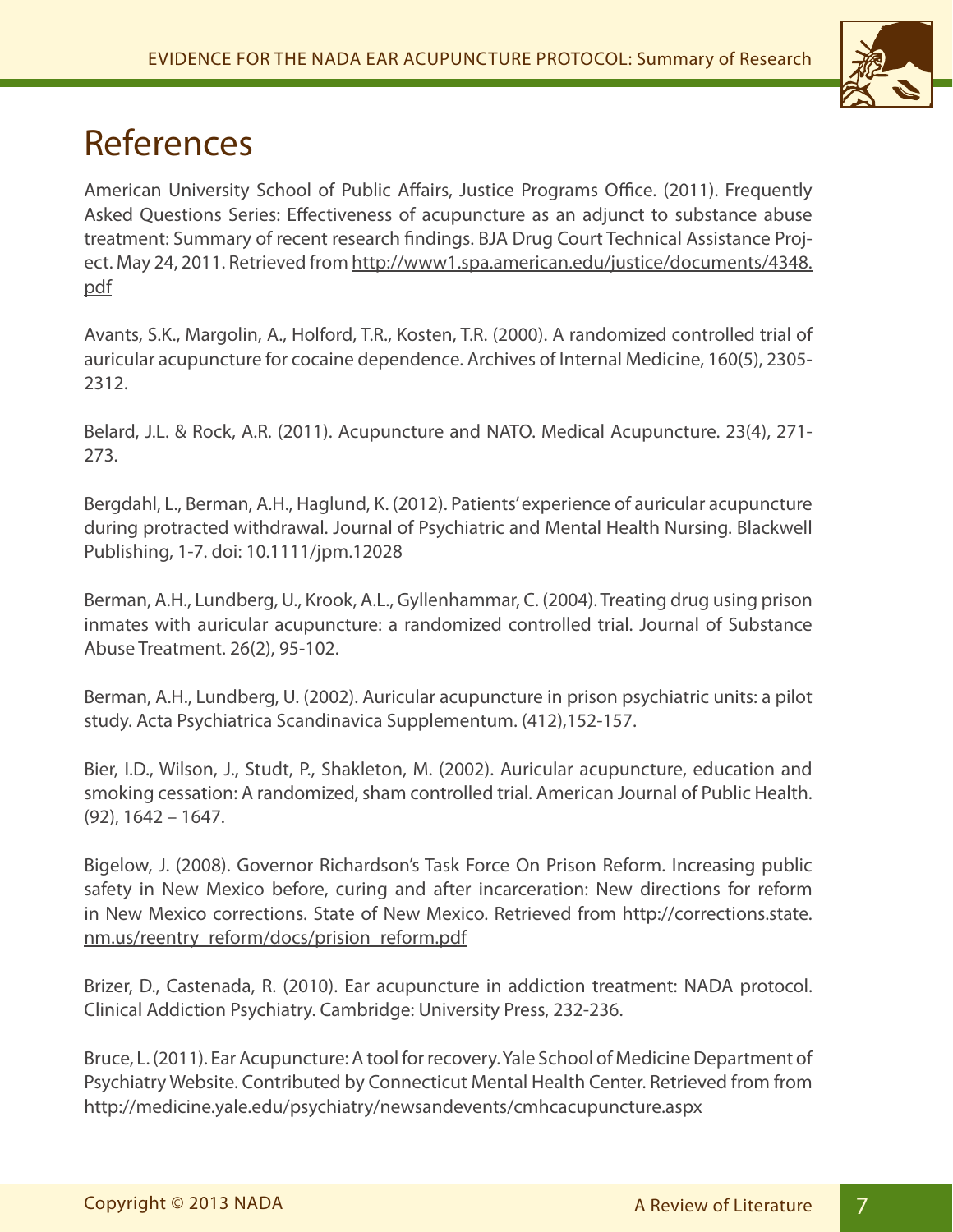# References

American University School of Public Affairs, Justice Programs Office. (2011). Frequently Asked Questions Series: Effectiveness of acupuncture as an adjunct to substance abuse treatment: Summary of recent research findings. BJA Drug Court Technical Assistance Project. May 24, 2011. Retrieved from http://www1.spa.american.edu/justice/documents/4348.pdf

Avants, S.K., Margolin, A., Holford, T.R., Kosten, T.R. (2000). A randomized controlled trial of auricular acupuncture for cocaine dependence. Archives of Internal Medicine, 160(5), 2305-2312.

Belard, J.L. & Rock, A.R. (2011). Acupuncture and NATO. Medical Acupuncture. 23(4), 271-273.

Bergdahl, L., Berman, A.H., Haglund, K. (2012). Patients' experience of auricular acupuncture during protracted withdrawal. Journal of Psychiatric and Mental Health Nursing. Blackwell Publishing, 1-7. doi: 10.1111/jpm.12028

Berman, A.H., Lundberg, U., Krook, A.L., Gyllenhammar, C. (2004). Treating drug using prison inmates with auricular acupuncture: a randomized controlled trial. Journal of Substance Abuse Treatment. 26(2), 95-102.

Berman, A.H., Lundberg, U. (2002). Auricular acupuncture in prison psychiatric units: a pilot study. Acta Psychiatrica Scandinavica Supplementum. (412),152-157.

Bier, I.D., Wilson, J., Studt, P., Shakleton, M. (2002). Auricular acupuncture, education and smoking cessation: A randomized, sham controlled trial. American Journal of Public Health. (92), 1642 – 1647.

Bigelow, J. (2008). Governor Richardson's Task Force On Prison Reform. Increasing public safety in New Mexico before, curing and after incarceration: New directions for reform in New Mexico corrections. State of New Mexico. Retrieved from http://corrections.state.nm.us/reentry_reform/docs/prision_reform.pdf

Brizer, D., Castenada, R. (2010). Ear acupuncture in addiction treatment: NADA protocol. Clinical Addiction Psychiatry. Cambridge: University Press, 232-236.

Bruce, L. (2011). Ear Acupuncture: A tool for recovery. Yale School of Medicine Department of Psychiatry Website. Contributed by Connecticut Mental Health Center. Retrieved from from http://medicine.yale.edu/psychiatry/newsandevents/cmhcacupuncture.aspx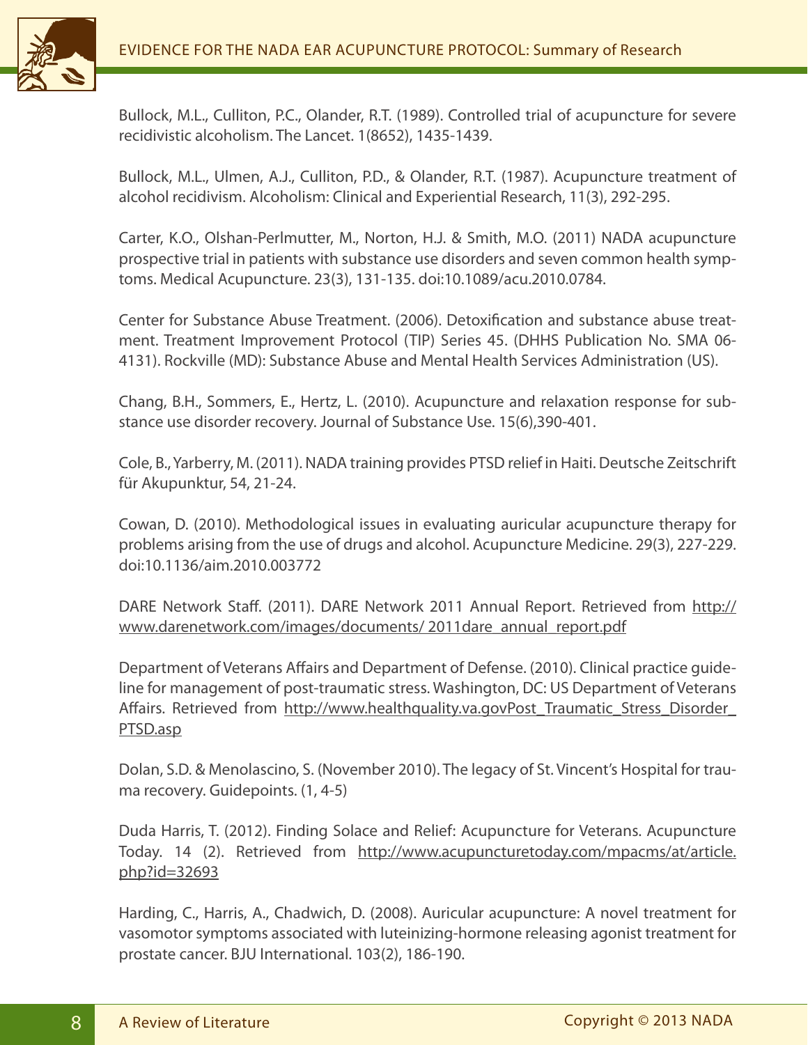Bullock, M.L., Culliton, P.C., Olander, R.T. (1989). Controlled trial of acupuncture for severe recidivistic alcoholism. The Lancet. 1(8652), 1435-1439.

Bullock, M.L., Ulmen, A.J., Culliton, P.D., & Olander, R.T. (1987). Acupuncture treatment of alcohol recidivism. Alcoholism: Clinical and Experiential Research, 11(3), 292-295.

Carter, K.O., Olshan-Perlmutter, M., Norton, H.J. & Smith, M.O. (2011) NADA acupuncture prospective trial in patients with substance use disorders and seven common health symptoms. Medical Acupuncture. 23(3), 131-135. doi:10.1089/acu.2010.0784.

Center for Substance Abuse Treatment. (2006). Detoxification and substance abuse treatment. Treatment Improvement Protocol (TIP) Series 45. (DHHS Publication No. SMA 06-4131). Rockville (MD): Substance Abuse and Mental Health Services Administration (US).

Chang, B.H., Sommers, E., Hertz, L. (2010). Acupuncture and relaxation response for substance use disorder recovery. Journal of Substance Use. 15(6),390-401.

Cole, B., Yarberry, M. (2011). NADA training provides PTSD relief in Haiti. Deutsche Zeitschrift für Akupunktur, 54, 21-24.

Cowan, D. (2010). Methodological issues in evaluating auricular acupuncture therapy for problems arising from the use of drugs and alcohol. Acupuncture Medicine. 29(3), 227-229. doi:10.1136/aim.2010.003772

DARE Network Staff. (2011). DARE Network 2011 Annual Report. Retrieved from http://www.darenetwork.com/images/documents/ 2011dare_annual_report.pdf

Department of Veterans Affairs and Department of Defense. (2010). Clinical practice guideline for management of post-traumatic stress. Washington, DC: US Department of Veterans Affairs. Retrieved from http://www.healthquality.va.govPost_Traumatic_Stress_Disorder_PTSD.asp

Dolan, S.D. & Menolascino, S. (November 2010). The legacy of St. Vincent's Hospital for trauma recovery. Guidepoints. (1, 4-5)

Duda Harris, T. (2012). Finding Solace and Relief: Acupuncture for Veterans. Acupuncture Today. 14 (2). Retrieved from http://www.acupuncturetoday.com/mpacms/at/article.php?id=32693

Harding, C., Harris, A., Chadwich, D. (2008). Auricular acupuncture: A novel treatment for vasomotor symptoms associated with luteinizing-hormone releasing agonist treatment for prostate cancer. BJU International. 103(2), 186-190.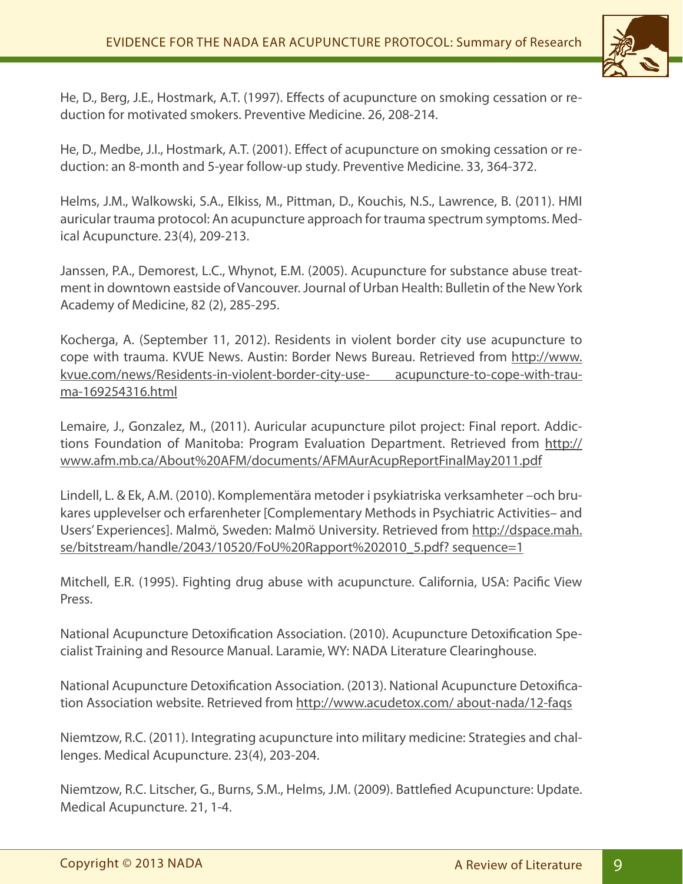He, D., Berg, J.E., Hostmark, A.T. (1997). Effects of acupuncture on smoking cessation or reduction for motivated smokers. Preventive Medicine. 26, 208-214.

He, D., Medbe, J.I., Hostmark, A.T. (2001). Effect of acupuncture on smoking cessation or reduction: an 8-month and 5-year follow-up study. Preventive Medicine. 33, 364-372.

Helms, J.M., Walkowski, S.A., Elkiss, M., Pittman, D., Kouchis, N.S., Lawrence, B. (2011). HMI auricular trauma protocol: An acupuncture approach for trauma spectrum symptoms. Medical Acupuncture. 23(4), 209-213.

Janssen, P.A., Demorest, L.C., Whynot, E.M. (2005). Acupuncture for substance abuse treatment in downtown eastside of Vancouver. Journal of Urban Health: Bulletin of the New York Academy of Medicine, 82 (2), 285-295.

Kocherga, A. (September 11, 2012). Residents in violent border city use acupuncture to cope with trauma. KVUE News. Austin: Border News Bureau. Retrieved from http://www.kvue.com/news/Residents-in-violent-border-city-use- acupuncture-to-cope-with-trauma-169254316.html

Lemaire, J., Gonzalez, M., (2011). Auricular acupuncture pilot project: Final report. Addictions Foundation of Manitoba: Program Evaluation Department. Retrieved from http://www.afm.mb.ca/About%20AFM/documents/AFMAurAcupReportFinalMay2011.pdf

Lindell, L. & Ek, A.M. (2010). Komplementära metoder i psykiatriska verksamheter –och brukares upplevelser och erfarenheter [Complementary Methods in Psychiatric Activities– and Users' Experiences]. Malmö, Sweden: Malmö University. Retrieved from http://dspace.mah.se/bitstream/handle/2043/10520/FoU%20Rapport%202010_5.pdf? sequence=1

Mitchell, E.R. (1995). Fighting drug abuse with acupuncture. California, USA: Pacific View Press.

National Acupuncture Detoxification Association. (2010). Acupuncture Detoxification Specialist Training and Resource Manual. Laramie, WY: NADA Literature Clearinghouse.

National Acupuncture Detoxification Association. (2013). National Acupuncture Detoxification Association website. Retrieved from http://www.acudetox.com/ about-nada/12-faqs

Niemtzow, R.C. (2011). Integrating acupuncture into military medicine: Strategies and challenges. Medical Acupuncture. 23(4), 203-204.

Niemtzow, R.C. Litscher, G., Burns, S.M., Helms, J.M. (2009). Battlefied Acupuncture: Update. Medical Acupuncture. 21, 1-4.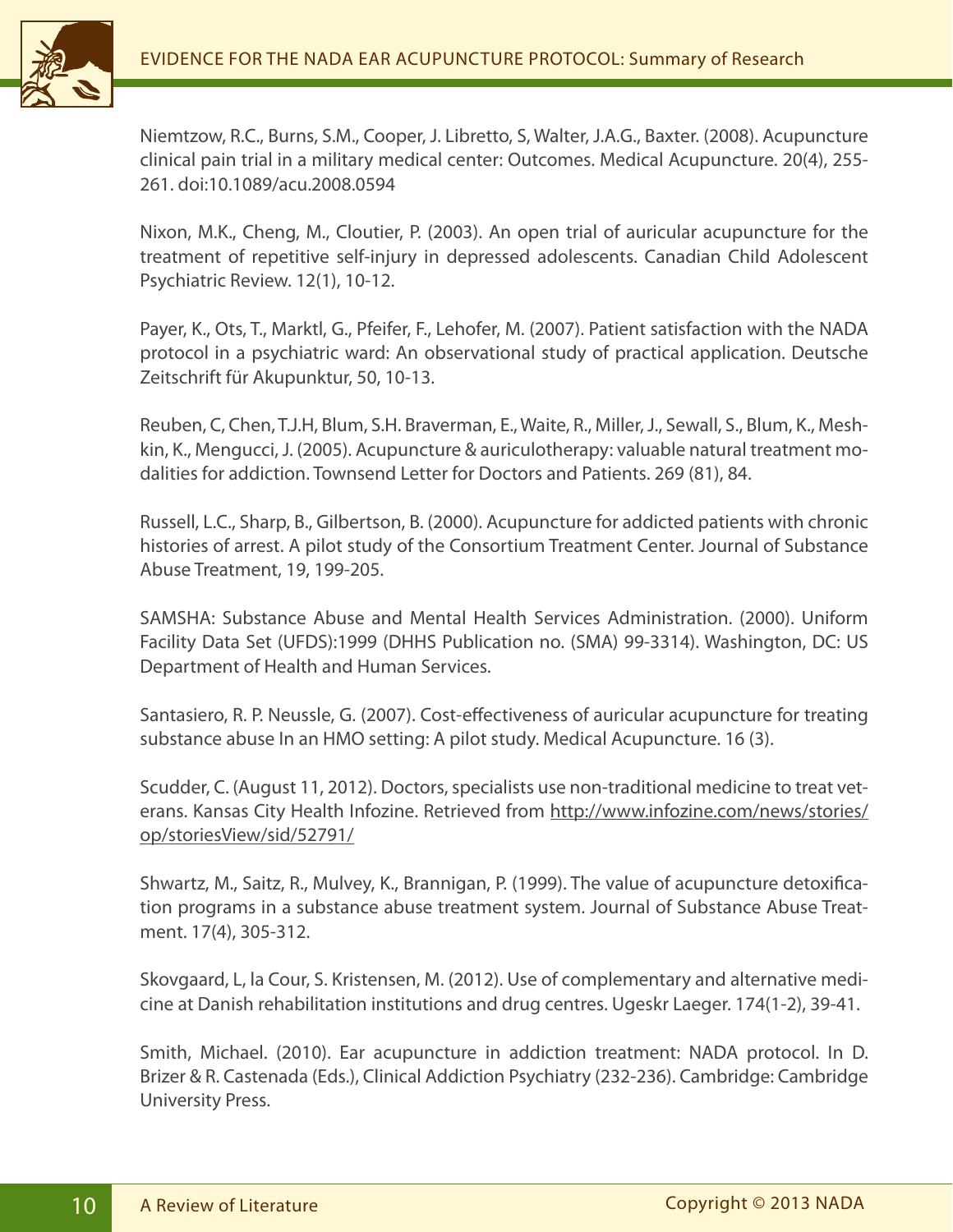Niemtzow, R.C., Burns, S.M., Cooper, J. Libretto, S, Walter, J.A.G., Baxter. (2008). Acupuncture clinical pain trial in a military medical center: Outcomes. Medical Acupuncture. 20(4), 255-261. doi:10.1089/acu.2008.0594

Nixon, M.K., Cheng, M., Cloutier, P. (2003). An open trial of auricular acupuncture for the treatment of repetitive self-injury in depressed adolescents. Canadian Child Adolescent Psychiatric Review. 12(1), 10-12.

Payer, K., Ots, T., Marktl, G., Pfeifer, F., Lehofer, M. (2007). Patient satisfaction with the NADA protocol in a psychiatric ward: An observational study of practical application. Deutsche Zeitschrift für Akupunktur, 50, 10-13.

Reuben, C, Chen, T.J.H, Blum, S.H. Braverman, E., Waite, R., Miller, J., Sewall, S., Blum, K., Meshkin, K., Mengucci, J. (2005). Acupuncture & auriculotherapy: valuable natural treatment modalities for addiction. Townsend Letter for Doctors and Patients. 269 (81), 84.

Russell, L.C., Sharp, B., Gilbertson, B. (2000). Acupuncture for addicted patients with chronic histories of arrest. A pilot study of the Consortium Treatment Center. Journal of Substance Abuse Treatment, 19, 199-205.

SAMSHA: Substance Abuse and Mental Health Services Administration. (2000). Uniform Facility Data Set (UFDS):1999 (DHHS Publication no. (SMA) 99-3314). Washington, DC: US Department of Health and Human Services.

Santasiero, R. P. Neussle, G. (2007). Cost-effectiveness of auricular acupuncture for treating substance abuse In an HMO setting: A pilot study. Medical Acupuncture. 16 (3).

Scudder, C. (August 11, 2012). Doctors, specialists use non-traditional medicine to treat veterans. Kansas City Health Infozine. Retrieved from http://www.infozine.com/news/stories/op/storiesView/sid/52791/

Shwartz, M., Saitz, R., Mulvey, K., Brannigan, P. (1999). The value of acupuncture detoxification programs in a substance abuse treatment system. Journal of Substance Abuse Treatment. 17(4), 305-312.

Skovgaard, L, la Cour, S. Kristensen, M. (2012). Use of complementary and alternative medicine at Danish rehabilitation institutions and drug centres. Ugeskr Laeger. 174(1-2), 39-41.

Smith, Michael. (2010). Ear acupuncture in addiction treatment: NADA protocol. In D. Brizer & R. Castenada (Eds.), Clinical Addiction Psychiatry (232-236). Cambridge: Cambridge University Press.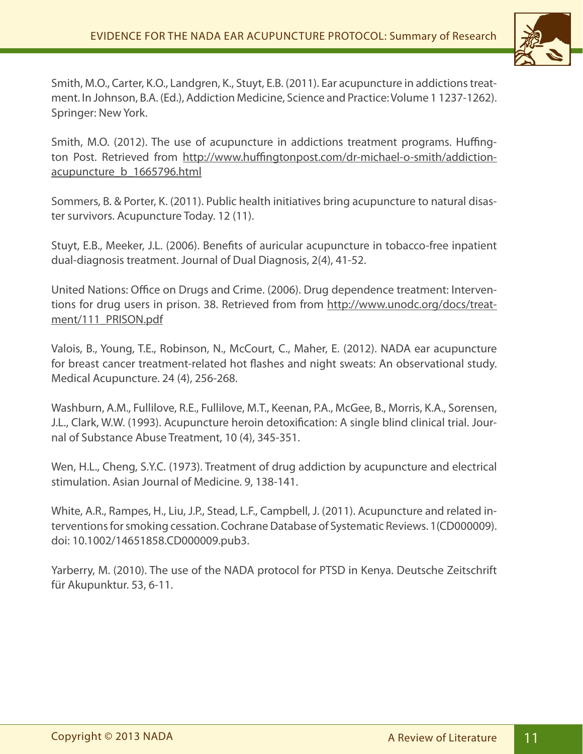Smith, M.O., Carter, K.O., Landgren, K., Stuyt, E.B. (2011). Ear acupuncture in addictions treatment. In Johnson, B.A. (Ed.), Addiction Medicine, Science and Practice: Volume 1 1237-1262). Springer: New York.

Smith, M.O. (2012). The use of acupuncture in addictions treatment programs. Huffington Post. Retrieved from http://www.huffingtonpost.com/dr-michael-o-smith/addiction-acupuncture_b_1665796.html

Sommers, B. & Porter, K. (2011). Public health initiatives bring acupuncture to natural disaster survivors. Acupuncture Today. 12 (11).

Stuyt, E.B., Meeker, J.L. (2006). Benefits of auricular acupuncture in tobacco-free inpatient dual-diagnosis treatment. Journal of Dual Diagnosis, 2(4), 41-52.

United Nations: Office on Drugs and Crime. (2006). Drug dependence treatment: Interventions for drug users in prison. 38. Retrieved from from http://www.unodc.org/docs/treatment/111_PRISON.pdf

Valois, B., Young, T.E., Robinson, N., McCourt, C., Maher, E. (2012). NADA ear acupuncture for breast cancer treatment-related hot flashes and night sweats: An observational study. Medical Acupuncture. 24 (4), 256-268.

Washburn, A.M., Fullilove, R.E., Fullilove, M.T., Keenan, P.A., McGee, B., Morris, K.A., Sorensen, J.L., Clark, W.W. (1993). Acupuncture heroin detoxification: A single blind clinical trial. Journal of Substance Abuse Treatment, 10 (4), 345-351.

Wen, H.L., Cheng, S.Y.C. (1973). Treatment of drug addiction by acupuncture and electrical stimulation. Asian Journal of Medicine. 9, 138-141.

White, A.R., Rampes, H., Liu, J.P., Stead, L.F., Campbell, J. (2011). Acupuncture and related interventions for smoking cessation. Cochrane Database of Systematic Reviews. 1(CD000009). doi: 10.1002/14651858.CD000009.pub3.

Yarberry, M. (2010). The use of the NADA protocol for PTSD in Kenya. Deutsche Zeitschrift für Akupunktur. 53, 6-11.